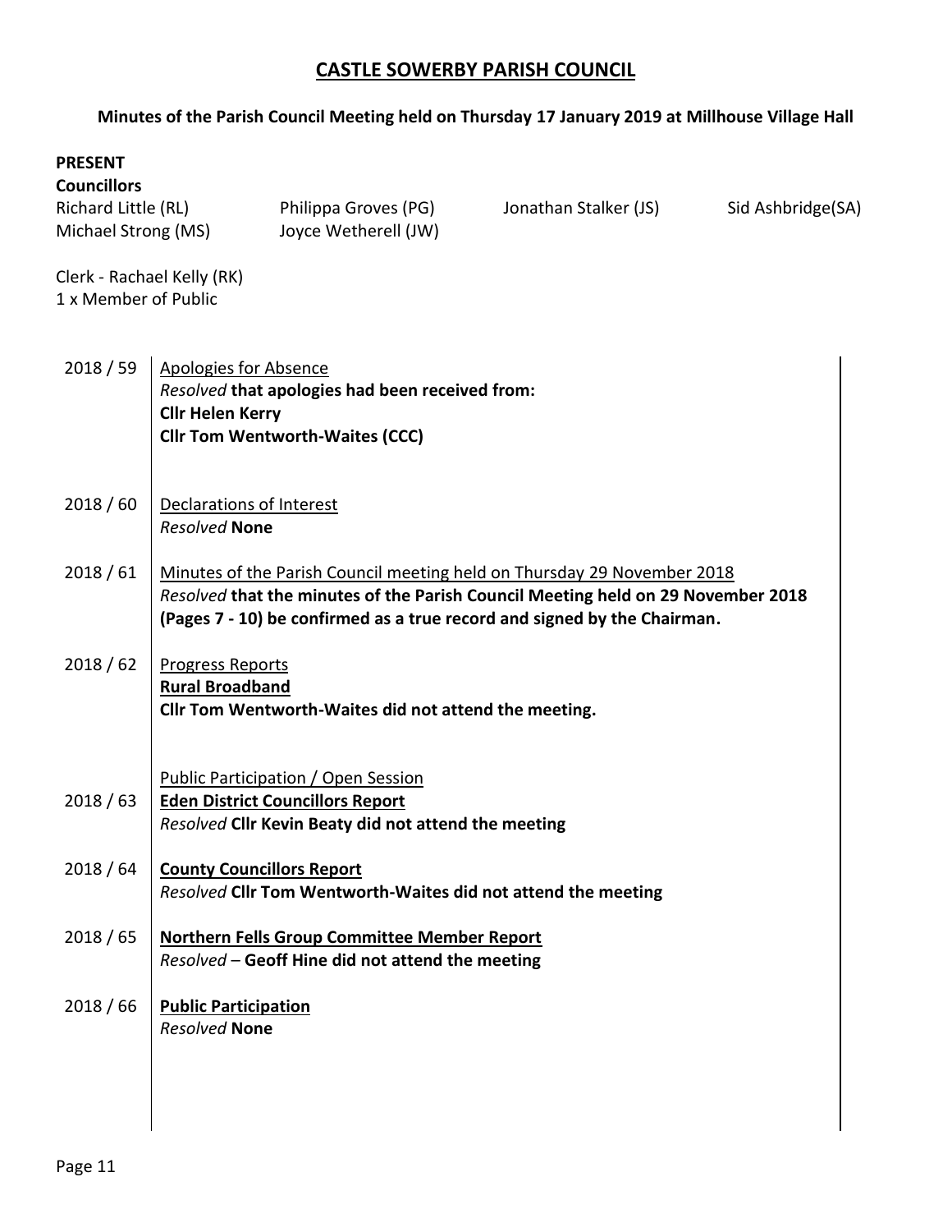# CASTLE SOWERBY PARISH COUNCIL

**Minutes of the Parish Council Meeting held on Thursday 17 January 2019 at Millhouse Village Hall**

**PRESENT**

**Councillors**

Richard Little (RL)
Philippa Groves (PG)
Jonathan Stalker (JS)
Sid Ashbridge(SA)
Michael Strong (MS)
Joyce Wetherell (JW)

Clerk - Rachael Kelly (RK)
1 x Member of Public

**2018 / 59** Apologies for Absence
*Resolved* **that apologies had been received from:**
**Cllr Helen Kerry**
**Cllr Tom Wentworth-Waites (CCC)**

**2018 / 60** Declarations of Interest
*Resolved* **None**

**2018 / 61** Minutes of the Parish Council meeting held on Thursday 29 November 2018
*Resolved* **that the minutes of the Parish Council Meeting held on 29 November 2018 (Pages 7 - 10) be confirmed as a true record and signed by the Chairman.**

**2018 / 62** Progress Reports
**Rural Broadband**
**Cllr Tom Wentworth-Waites did not attend the meeting.**

Public Participation / Open Session

**2018 / 63** **Eden District Councillors Report**
*Resolved* **Cllr Kevin Beaty did not attend the meeting**

**2018 / 64** **County Councillors Report**
*Resolved* **Cllr Tom Wentworth-Waites did not attend the meeting**

**2018 / 65** **Northern Fells Group Committee Member Report**
*Resolved* – **Geoff Hine did not attend the meeting**

**2018 / 66** **Public Participation**
*Resolved* **None**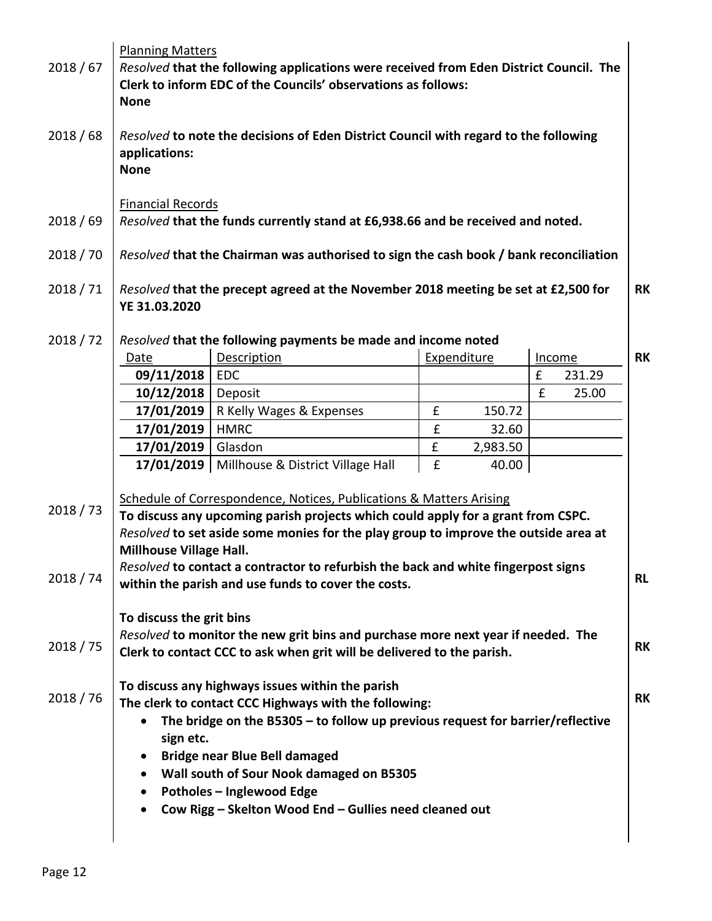**Planning Matters**

2018 / 67 — *Resolved* **that the following applications were received from Eden District Council. The Clerk to inform EDC of the Councils' observations as follows:**
**None**

2018 / 68 — *Resolved* **to note the decisions of Eden District Council with regard to the following applications:**
**None**

**Financial Records**

2018 / 69 — *Resolved* **that the funds currently stand at £6,938.66 and be received and noted.**

2018 / 70 — *Resolved* **that the Chairman was authorised to sign the cash book / bank reconciliation**

2018 / 71 — *Resolved* **that the precept agreed at the November 2018 meeting be set at £2,500 for YE 31.03.2020** — **RK**

2018 / 72 — *Resolved* **that the following payments be made and income noted** — **RK**

| Date | Description | Expenditure | Income |
|---|---|---|---|
| **09/11/2018** | EDC | | £ 231.29 |
| **10/12/2018** | Deposit | | £ 25.00 |
| **17/01/2019** | R Kelly Wages & Expenses | £ 150.72 | |
| **17/01/2019** | HMRC | £ 32.60 | |
| **17/01/2019** | Glasdon | £ 2,983.50 | |
| **17/01/2019** | Millhouse & District Village Hall | £ 40.00 | |

**Schedule of Correspondence, Notices, Publications & Matters Arising**

2018 / 73 — **To discuss any upcoming parish projects which could apply for a grant from CSPC.**
*Resolved* **to set aside some monies for the play group to improve the outside area at Millhouse Village Hall.**

2018 / 74 — *Resolved* **to contact a contractor to refurbish the back and white fingerpost signs within the parish and use funds to cover the costs.** — **RL**

**To discuss the grit bins**

2018 / 75 — *Resolved* **to monitor the new grit bins and purchase more next year if needed. The Clerk to contact CCC to ask when grit will be delivered to the parish.** — **RK**

**To discuss any highways issues within the parish**

2018 / 76 — **The clerk to contact CCC Highways with the following:** — **RK**

- **The bridge on the B5305 – to follow up previous request for barrier/reflective sign etc.**
- **Bridge near Blue Bell damaged**
- **Wall south of Sour Nook damaged on B5305**
- **Potholes – Inglewood Edge**
- **Cow Rigg – Skelton Wood End – Gullies need cleaned out**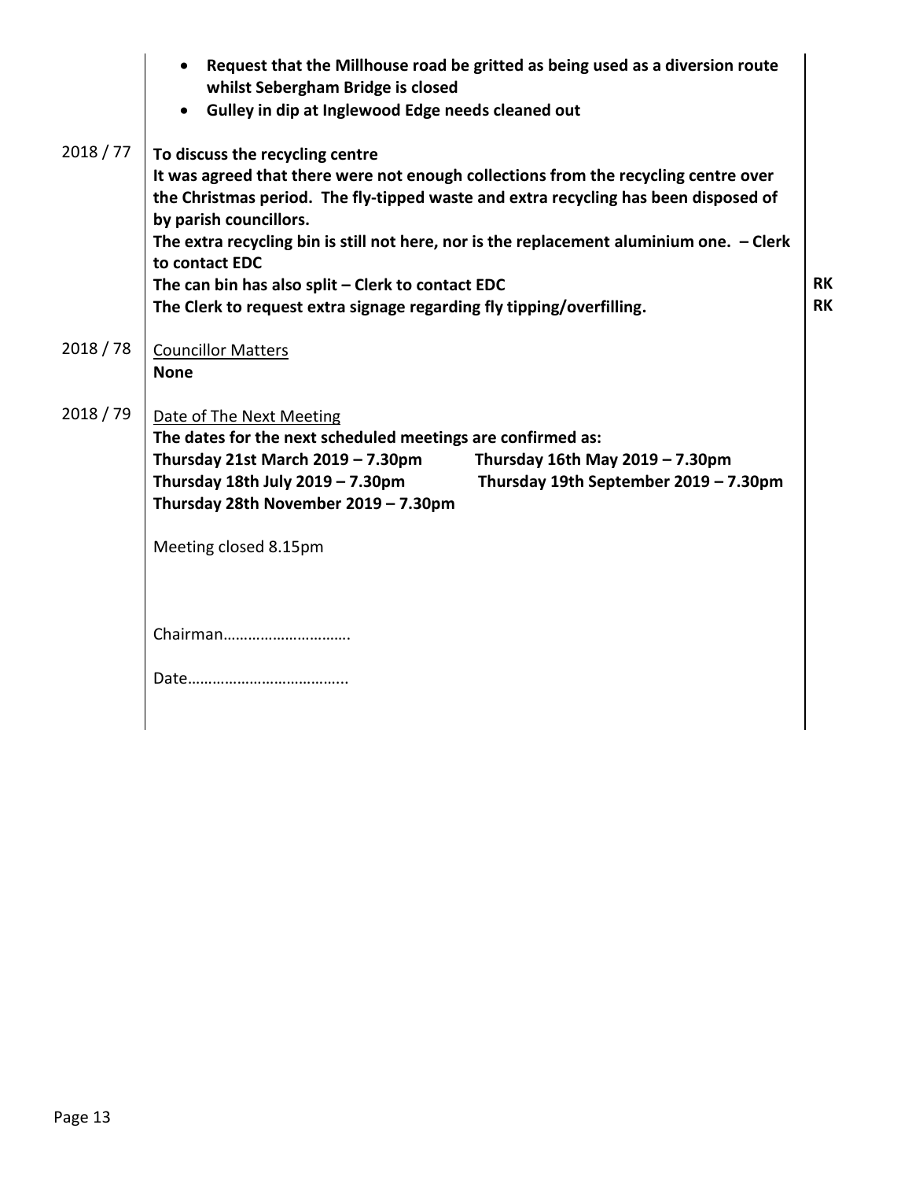- **Request that the Millhouse road be gritted as being used as a diversion route whilst Sebergham Bridge is closed**
- **Gulley in dip at Inglewood Edge needs cleaned out**

| | | |
|---|---|---|
| 2018 / 77 | **To discuss the recycling centre**<br>**It was agreed that there were not enough collections from the recycling centre over the Christmas period. The fly-tipped waste and extra recycling has been disposed of by parish councillors.**<br>**The extra recycling bin is still not here, nor is the replacement aluminium one. – Clerk to contact EDC**<br>**The can bin has also split – Clerk to contact EDC**<br>**The Clerk to request extra signage regarding fly tipping/overfilling.** | **RK**<br>**RK** |
| 2018 / 78 | Councillor Matters<br>**None** | |
| 2018 / 79 | Date of The Next Meeting<br>**The dates for the next scheduled meetings are confirmed as:**<br>**Thursday 21st March 2019 – 7.30pm** **Thursday 16th May 2019 – 7.30pm**<br>**Thursday 18th July 2019 – 7.30pm** **Thursday 19th September 2019 – 7.30pm**<br>**Thursday 28th November 2019 – 7.30pm**<br><br>Meeting closed 8.15pm<br><br>Chairman………………………….<br><br>Date……………………………….. | |